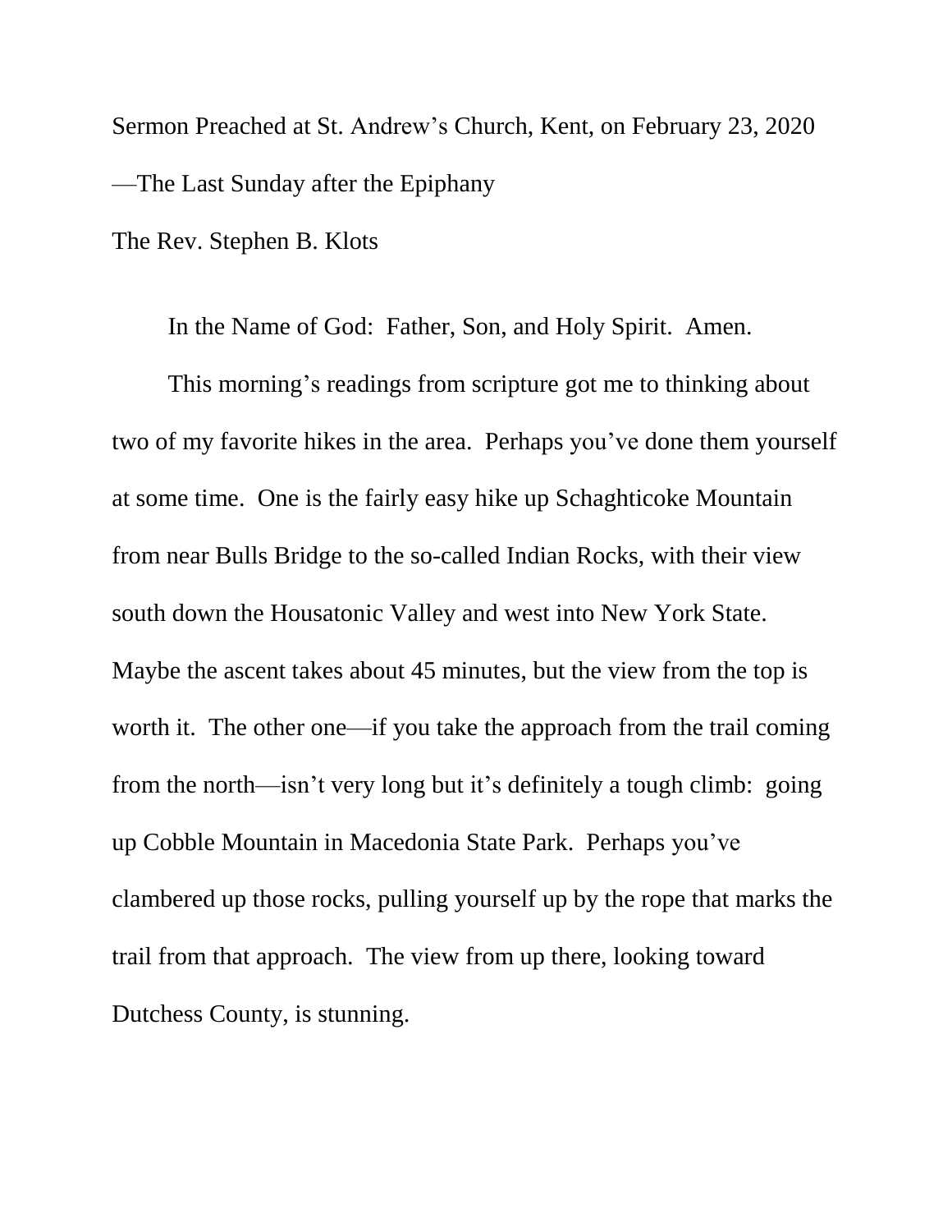Sermon Preached at St. Andrew's Church, Kent, on February 23, 2020

—The Last Sunday after the Epiphany

The Rev. Stephen B. Klots

In the Name of God: Father, Son, and Holy Spirit. Amen.

This morning's readings from scripture got me to thinking about two of my favorite hikes in the area. Perhaps you've done them yourself at some time. One is the fairly easy hike up Schaghticoke Mountain from near Bulls Bridge to the so-called Indian Rocks, with their view south down the Housatonic Valley and west into New York State. Maybe the ascent takes about 45 minutes, but the view from the top is worth it. The other one—if you take the approach from the trail coming from the north—isn't very long but it's definitely a tough climb: going up Cobble Mountain in Macedonia State Park. Perhaps you've clambered up those rocks, pulling yourself up by the rope that marks the trail from that approach. The view from up there, looking toward Dutchess County, is stunning.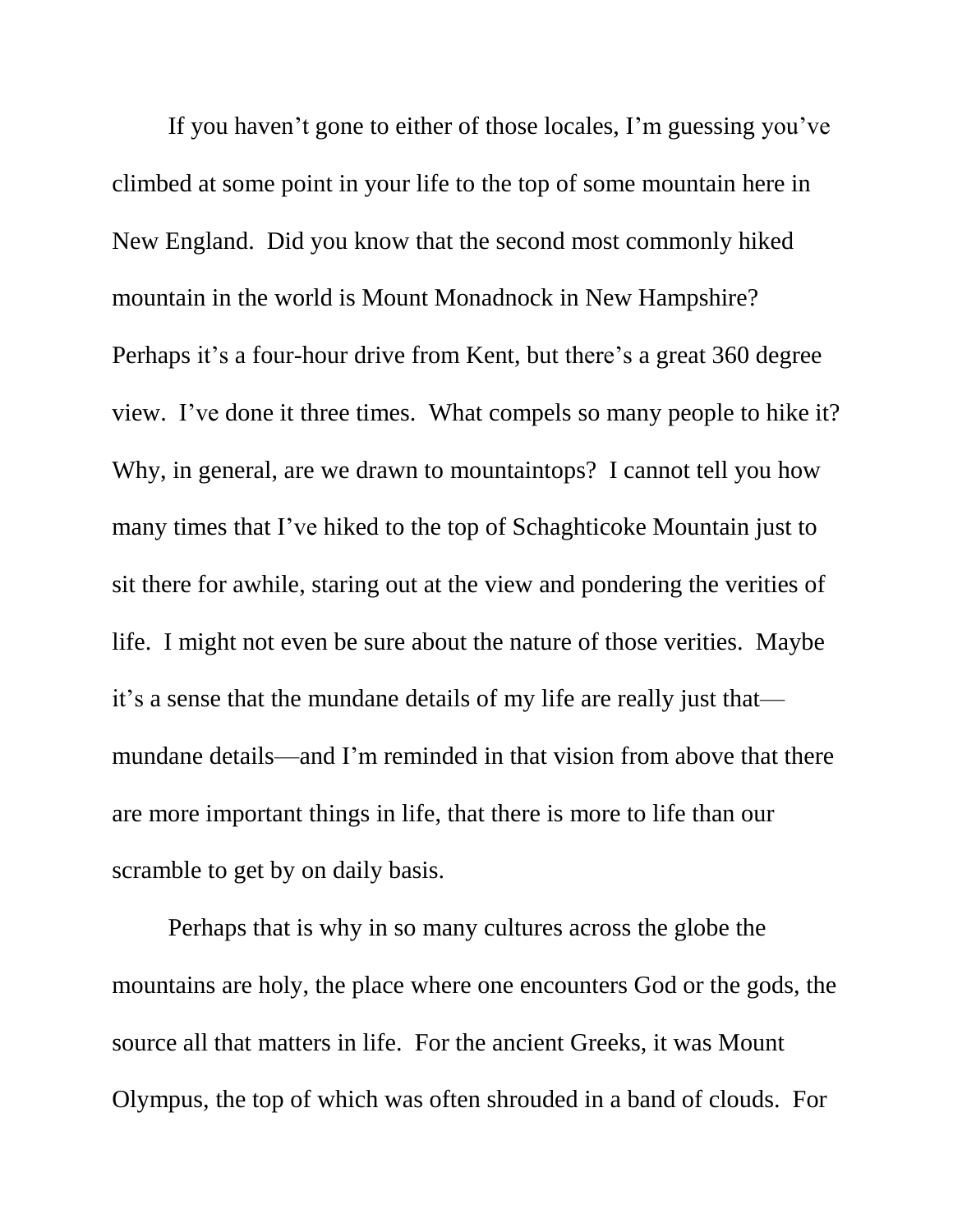If you haven't gone to either of those locales, I'm guessing you've climbed at some point in your life to the top of some mountain here in New England. Did you know that the second most commonly hiked mountain in the world is Mount Monadnock in New Hampshire? Perhaps it's a four-hour drive from Kent, but there's a great 360 degree view. I've done it three times. What compels so many people to hike it? Why, in general, are we drawn to mountaintops? I cannot tell you how many times that I've hiked to the top of Schaghticoke Mountain just to sit there for awhile, staring out at the view and pondering the verities of life. I might not even be sure about the nature of those verities. Maybe it's a sense that the mundane details of my life are really just that—mundane details—and I'm reminded in that vision from above that there are more important things in life, that there is more to life than our scramble to get by on daily basis.

Perhaps that is why in so many cultures across the globe the mountains are holy, the place where one encounters God or the gods, the source all that matters in life. For the ancient Greeks, it was Mount Olympus, the top of which was often shrouded in a band of clouds. For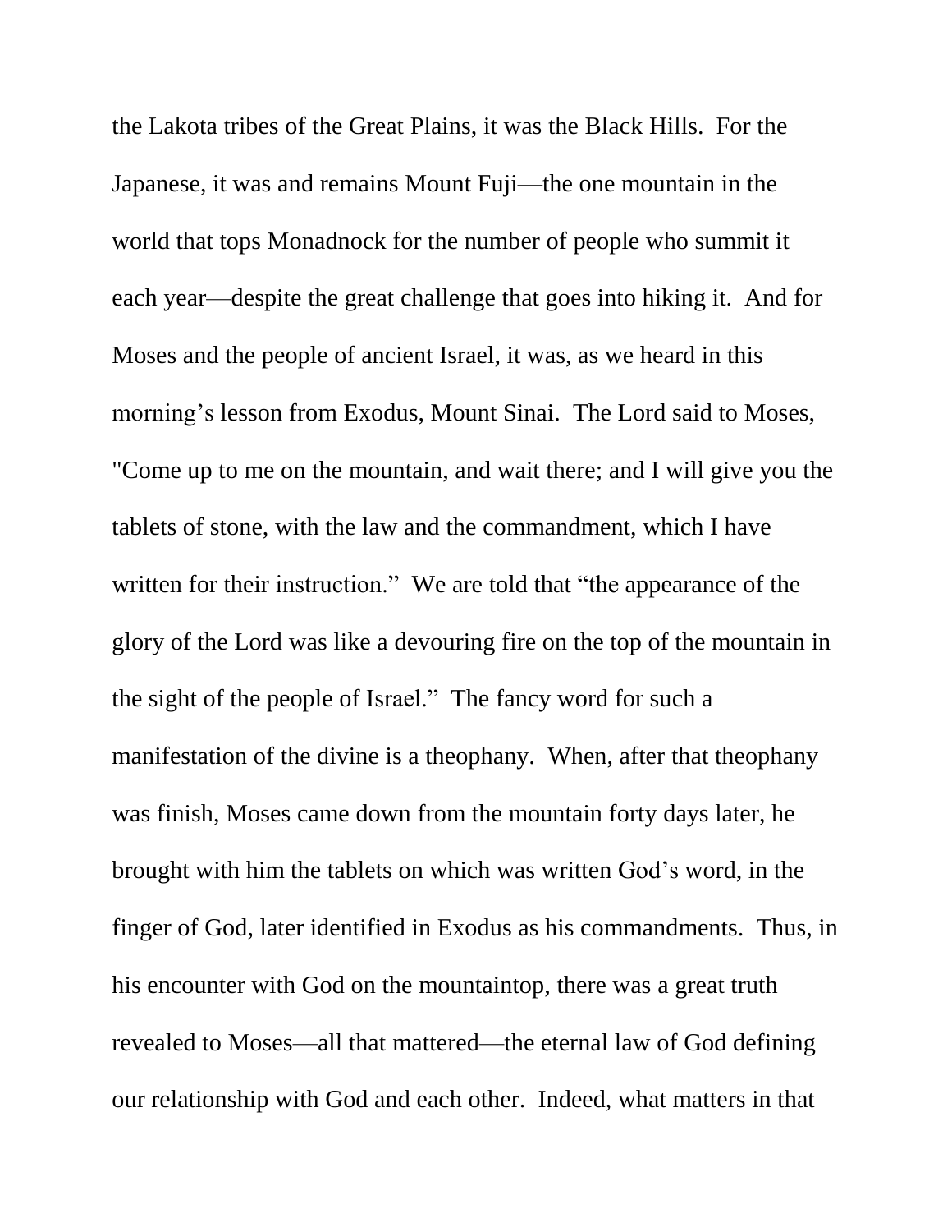the Lakota tribes of the Great Plains, it was the Black Hills. For the Japanese, it was and remains Mount Fuji—the one mountain in the world that tops Monadnock for the number of people who summit it each year—despite the great challenge that goes into hiking it. And for Moses and the people of ancient Israel, it was, as we heard in this morning's lesson from Exodus, Mount Sinai. The Lord said to Moses, "Come up to me on the mountain, and wait there; and I will give you the tablets of stone, with the law and the commandment, which I have written for their instruction." We are told that "the appearance of the glory of the Lord was like a devouring fire on the top of the mountain in the sight of the people of Israel." The fancy word for such a manifestation of the divine is a theophany. When, after that theophany was finish, Moses came down from the mountain forty days later, he brought with him the tablets on which was written God's word, in the finger of God, later identified in Exodus as his commandments. Thus, in his encounter with God on the mountaintop, there was a great truth revealed to Moses—all that mattered—the eternal law of God defining our relationship with God and each other. Indeed, what matters in that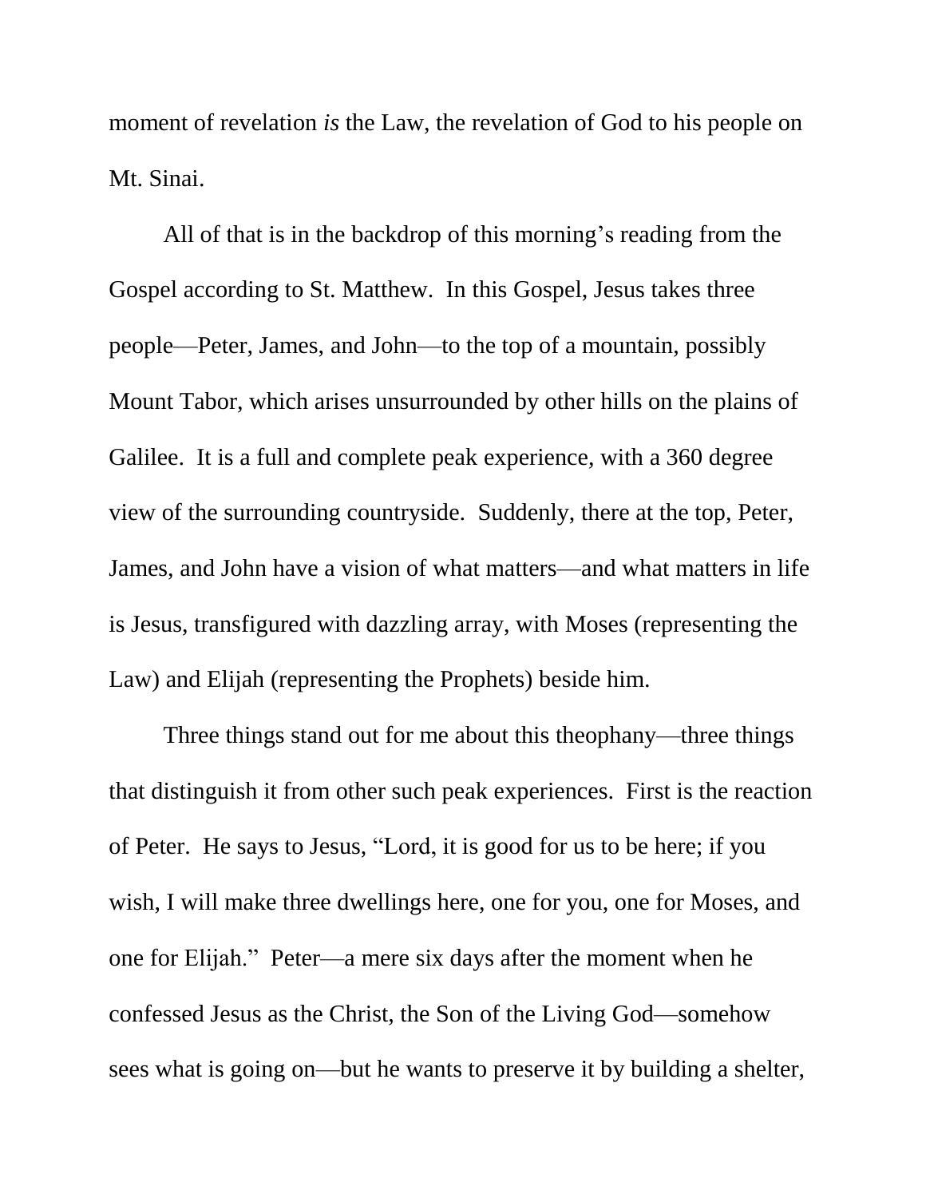moment of revelation *is* the Law, the revelation of God to his people on Mt. Sinai.

All of that is in the backdrop of this morning's reading from the Gospel according to St. Matthew. In this Gospel, Jesus takes three people—Peter, James, and John—to the top of a mountain, possibly Mount Tabor, which arises unsurrounded by other hills on the plains of Galilee. It is a full and complete peak experience, with a 360 degree view of the surrounding countryside. Suddenly, there at the top, Peter, James, and John have a vision of what matters—and what matters in life is Jesus, transfigured with dazzling array, with Moses (representing the Law) and Elijah (representing the Prophets) beside him.

Three things stand out for me about this theophany—three things that distinguish it from other such peak experiences. First is the reaction of Peter. He says to Jesus, "Lord, it is good for us to be here; if you wish, I will make three dwellings here, one for you, one for Moses, and one for Elijah." Peter—a mere six days after the moment when he confessed Jesus as the Christ, the Son of the Living God—somehow sees what is going on—but he wants to preserve it by building a shelter,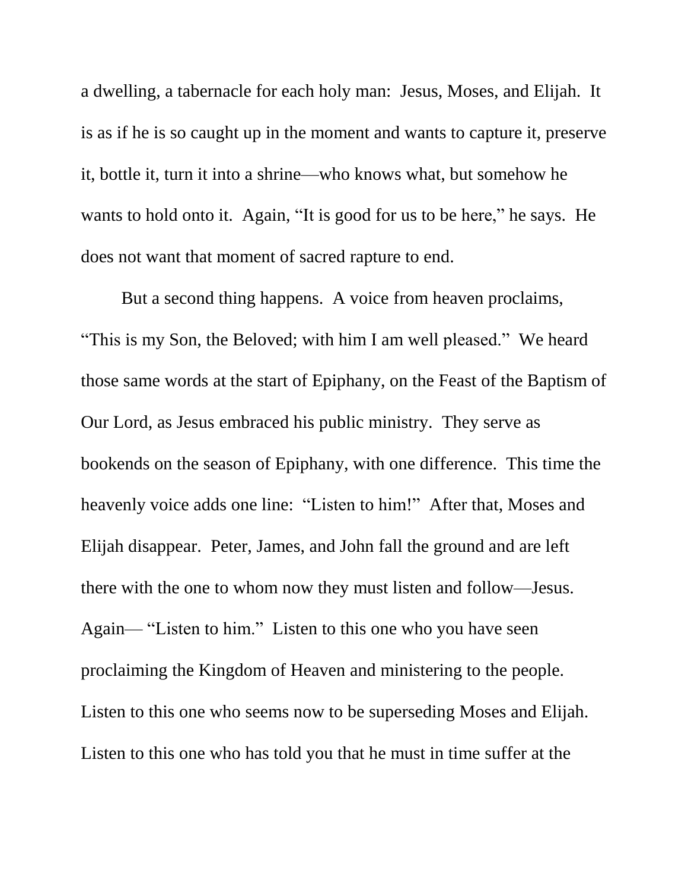a dwelling, a tabernacle for each holy man: Jesus, Moses, and Elijah. It is as if he is so caught up in the moment and wants to capture it, preserve it, bottle it, turn it into a shrine—who knows what, but somehow he wants to hold onto it. Again, "It is good for us to be here," he says. He does not want that moment of sacred rapture to end.

But a second thing happens. A voice from heaven proclaims, "This is my Son, the Beloved; with him I am well pleased." We heard those same words at the start of Epiphany, on the Feast of the Baptism of Our Lord, as Jesus embraced his public ministry. They serve as bookends on the season of Epiphany, with one difference. This time the heavenly voice adds one line: "Listen to him!" After that, Moses and Elijah disappear. Peter, James, and John fall the ground and are left there with the one to whom now they must listen and follow—Jesus. Again— "Listen to him." Listen to this one who you have seen proclaiming the Kingdom of Heaven and ministering to the people. Listen to this one who seems now to be superseding Moses and Elijah. Listen to this one who has told you that he must in time suffer at the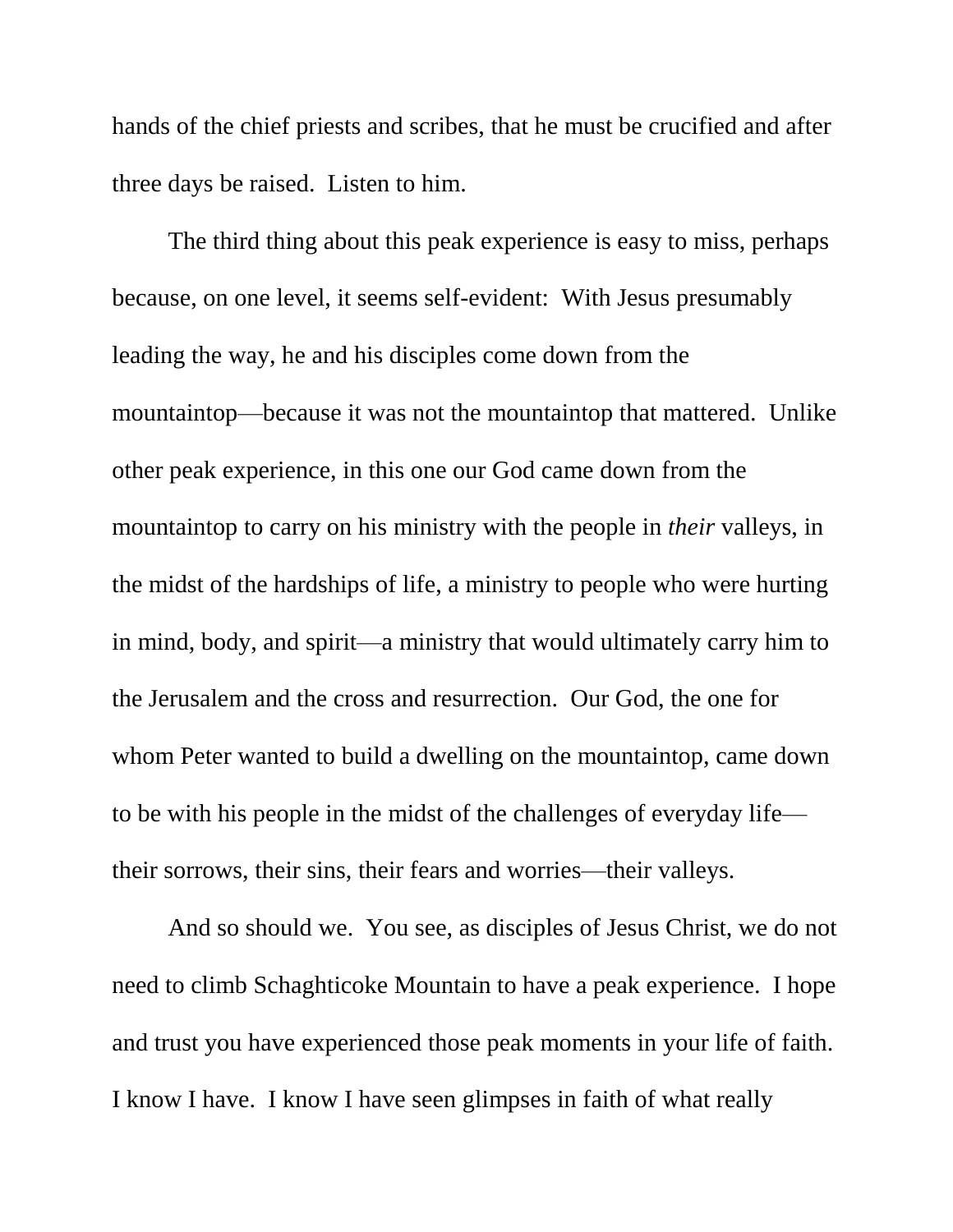hands of the chief priests and scribes, that he must be crucified and after three days be raised. Listen to him.

The third thing about this peak experience is easy to miss, perhaps because, on one level, it seems self-evident: With Jesus presumably leading the way, he and his disciples come down from the mountaintop—because it was not the mountaintop that mattered. Unlike other peak experience, in this one our God came down from the mountaintop to carry on his ministry with the people in *their* valleys, in the midst of the hardships of life, a ministry to people who were hurting in mind, body, and spirit—a ministry that would ultimately carry him to the Jerusalem and the cross and resurrection. Our God, the one for whom Peter wanted to build a dwelling on the mountaintop, came down to be with his people in the midst of the challenges of everyday life—their sorrows, their sins, their fears and worries—their valleys.

And so should we. You see, as disciples of Jesus Christ, we do not need to climb Schaghticoke Mountain to have a peak experience. I hope and trust you have experienced those peak moments in your life of faith. I know I have. I know I have seen glimpses in faith of what really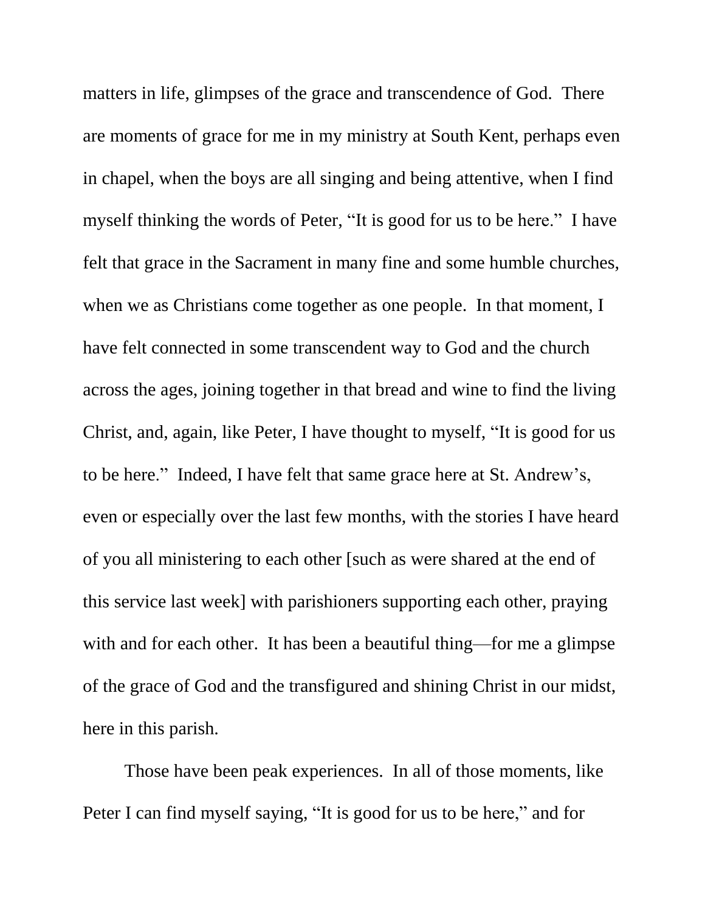matters in life, glimpses of the grace and transcendence of God. There are moments of grace for me in my ministry at South Kent, perhaps even in chapel, when the boys are all singing and being attentive, when I find myself thinking the words of Peter, "It is good for us to be here." I have felt that grace in the Sacrament in many fine and some humble churches, when we as Christians come together as one people. In that moment, I have felt connected in some transcendent way to God and the church across the ages, joining together in that bread and wine to find the living Christ, and, again, like Peter, I have thought to myself, "It is good for us to be here." Indeed, I have felt that same grace here at St. Andrew's, even or especially over the last few months, with the stories I have heard of you all ministering to each other [such as were shared at the end of this service last week] with parishioners supporting each other, praying with and for each other. It has been a beautiful thing—for me a glimpse of the grace of God and the transfigured and shining Christ in our midst, here in this parish.

Those have been peak experiences. In all of those moments, like Peter I can find myself saying, "It is good for us to be here," and for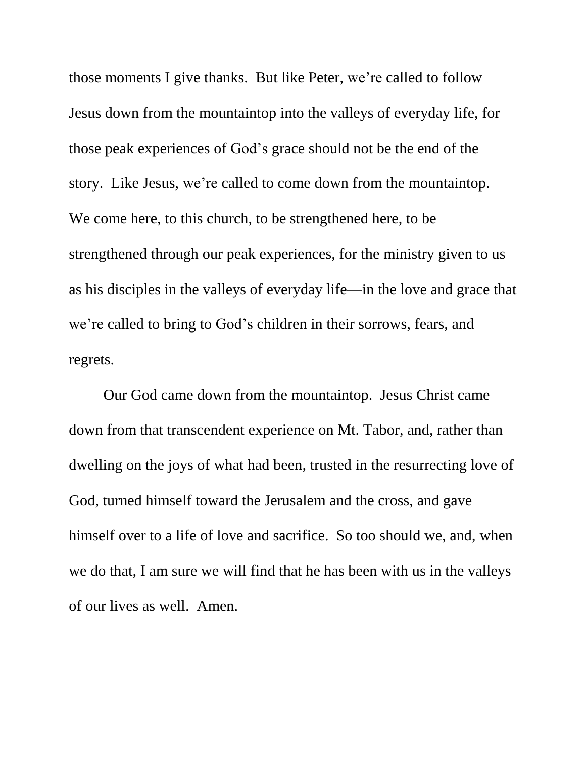those moments I give thanks. But like Peter, we're called to follow Jesus down from the mountaintop into the valleys of everyday life, for those peak experiences of God's grace should not be the end of the story. Like Jesus, we're called to come down from the mountaintop. We come here, to this church, to be strengthened here, to be strengthened through our peak experiences, for the ministry given to us as his disciples in the valleys of everyday life—in the love and grace that we're called to bring to God's children in their sorrows, fears, and regrets.

Our God came down from the mountaintop. Jesus Christ came down from that transcendent experience on Mt. Tabor, and, rather than dwelling on the joys of what had been, trusted in the resurrecting love of God, turned himself toward the Jerusalem and the cross, and gave himself over to a life of love and sacrifice. So too should we, and, when we do that, I am sure we will find that he has been with us in the valleys of our lives as well. Amen.